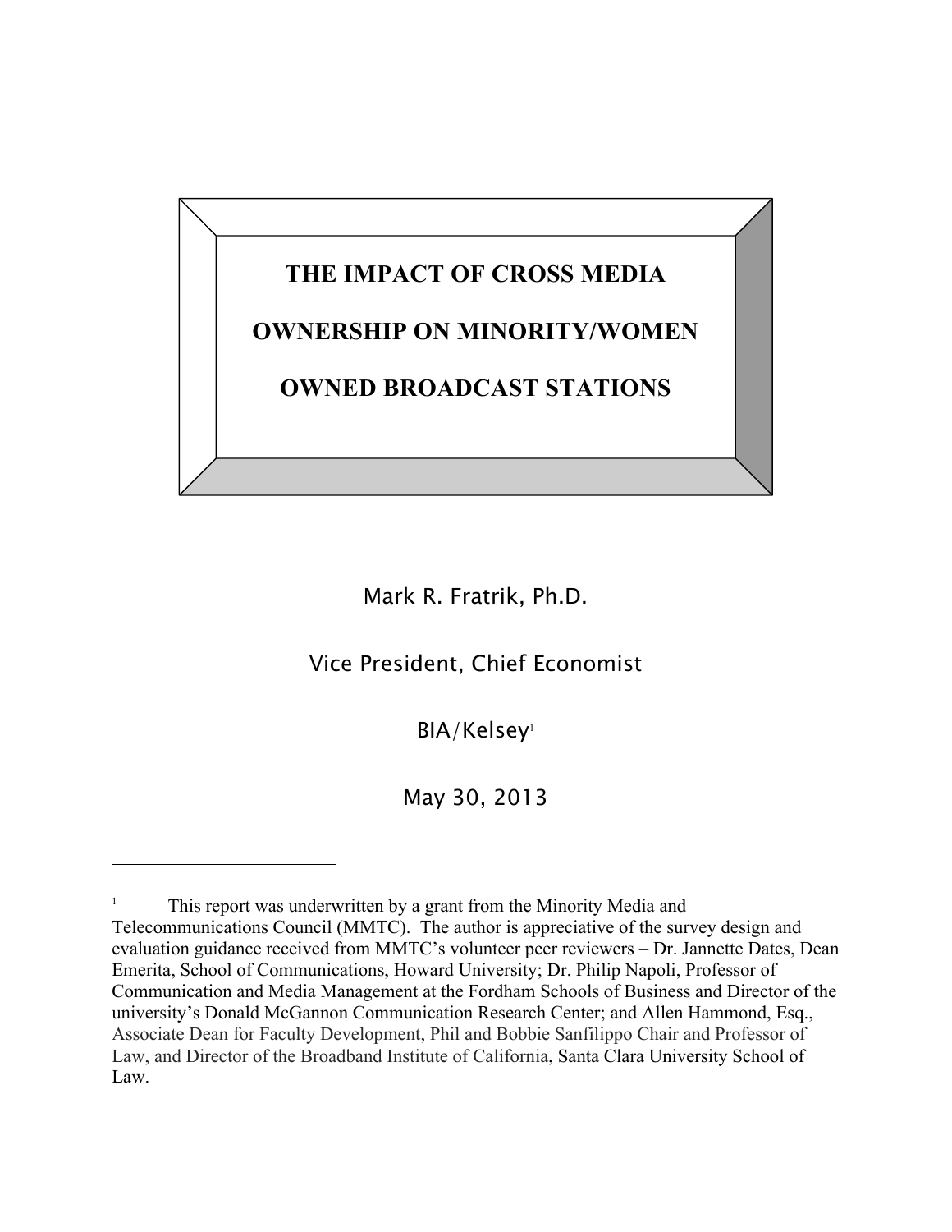# THE IMPACT OF CROSS MEDIA OWNERSHIP ON MINORITY/WOMEN OWNED BROADCAST STATIONS

Mark R. Fratrik, Ph.D.

Vice President, Chief Economist

BIA/Kelsey[1]

May 30, 2013

---

[1] This report was underwritten by a grant from the Minority Media and Telecommunications Council (MMTC). The author is appreciative of the survey design and evaluation guidance received from MMTC's volunteer peer reviewers – Dr. Jannette Dates, Dean Emerita, School of Communications, Howard University; Dr. Philip Napoli, Professor of Communication and Media Management at the Fordham Schools of Business and Director of the university's Donald McGannon Communication Research Center; and Allen Hammond, Esq., Associate Dean for Faculty Development, Phil and Bobbie Sanfilippo Chair and Professor of Law, and Director of the Broadband Institute of California, Santa Clara University School of Law.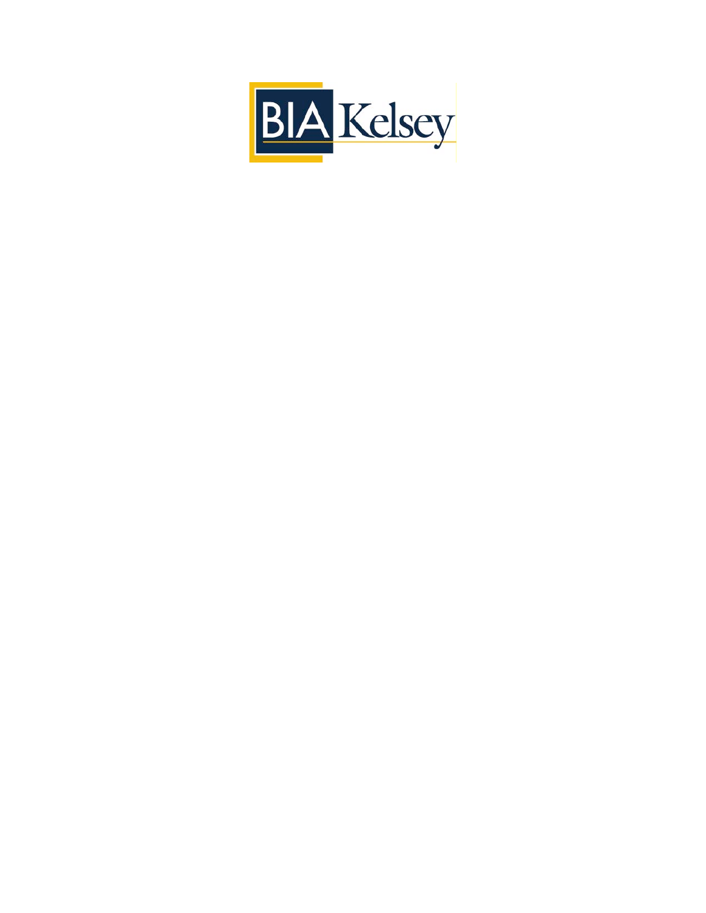BIA Kelsey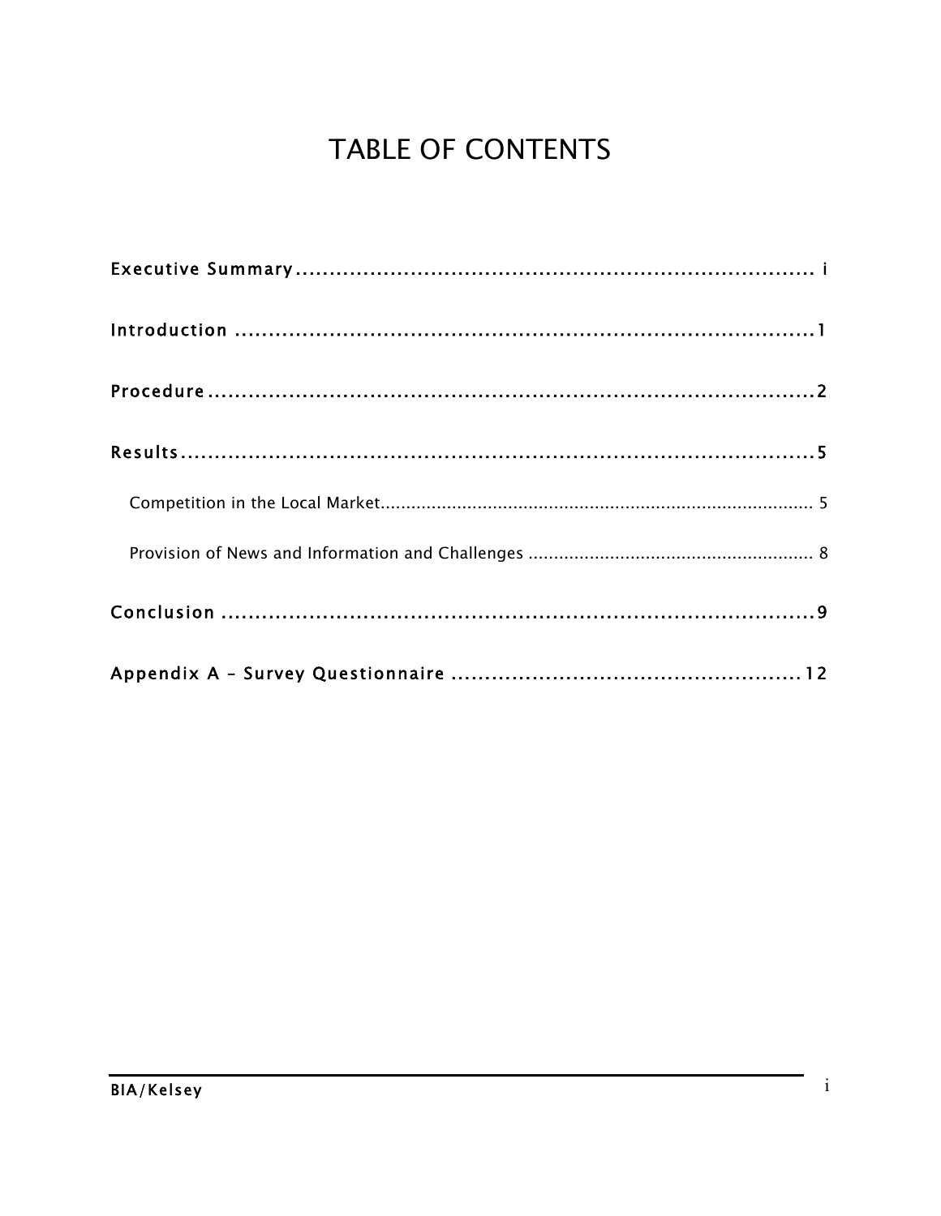# TABLE OF CONTENTS

Executive Summary ............................................................................ i

Introduction ........................................................................................1

Procedure ...........................................................................................2

Results ...............................................................................................5

- Competition in the Local Market ..................................................................................... 5
- Provision of News and Information and Challenges ........................................................ 8

Conclusion ..........................................................................................9

Appendix A – Survey Questionnaire ....................................................12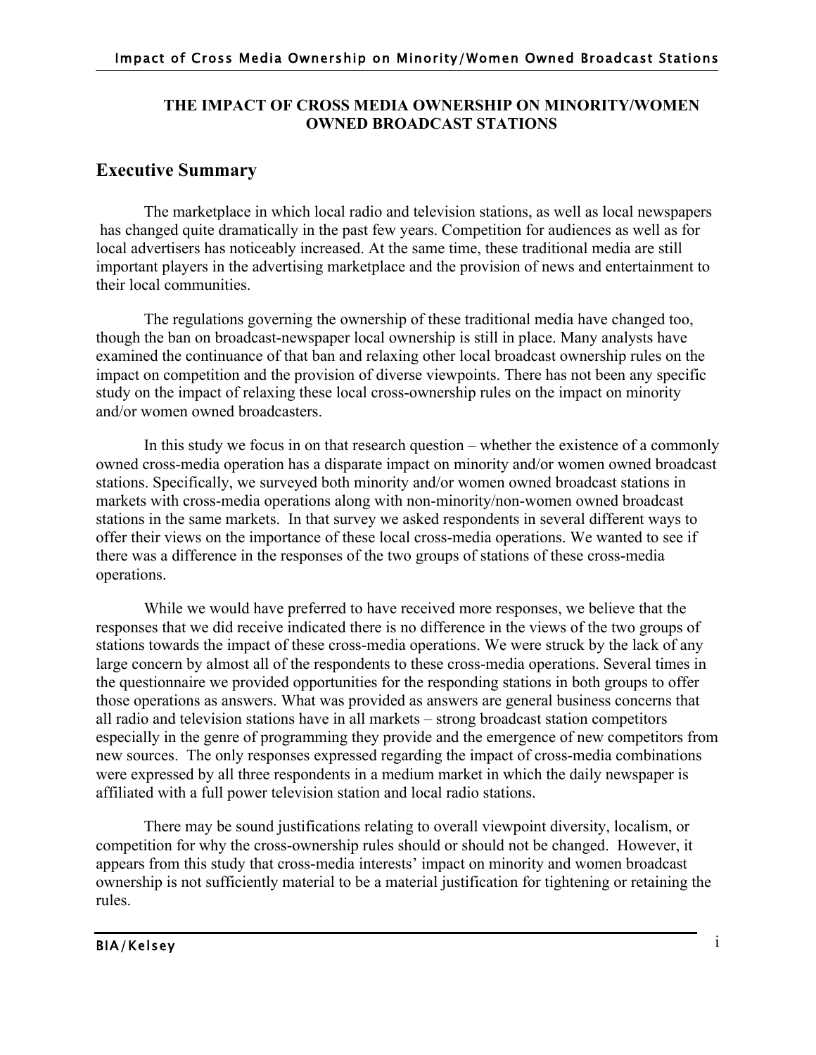**THE IMPACT OF CROSS MEDIA OWNERSHIP ON MINORITY/WOMEN OWNED BROADCAST STATIONS**

## Executive Summary

The marketplace in which local radio and television stations, as well as local newspapers has changed quite dramatically in the past few years. Competition for audiences as well as for local advertisers has noticeably increased. At the same time, these traditional media are still important players in the advertising marketplace and the provision of news and entertainment to their local communities.

The regulations governing the ownership of these traditional media have changed too, though the ban on broadcast-newspaper local ownership is still in place. Many analysts have examined the continuance of that ban and relaxing other local broadcast ownership rules on the impact on competition and the provision of diverse viewpoints. There has not been any specific study on the impact of relaxing these local cross-ownership rules on the impact on minority and/or women owned broadcasters.

In this study we focus in on that research question – whether the existence of a commonly owned cross-media operation has a disparate impact on minority and/or women owned broadcast stations. Specifically, we surveyed both minority and/or women owned broadcast stations in markets with cross-media operations along with non-minority/non-women owned broadcast stations in the same markets. In that survey we asked respondents in several different ways to offer their views on the importance of these local cross-media operations. We wanted to see if there was a difference in the responses of the two groups of stations of these cross-media operations.

While we would have preferred to have received more responses, we believe that the responses that we did receive indicated there is no difference in the views of the two groups of stations towards the impact of these cross-media operations. We were struck by the lack of any large concern by almost all of the respondents to these cross-media operations. Several times in the questionnaire we provided opportunities for the responding stations in both groups to offer those operations as answers. What was provided as answers are general business concerns that all radio and television stations have in all markets – strong broadcast station competitors especially in the genre of programming they provide and the emergence of new competitors from new sources. The only responses expressed regarding the impact of cross-media combinations were expressed by all three respondents in a medium market in which the daily newspaper is affiliated with a full power television station and local radio stations.

There may be sound justifications relating to overall viewpoint diversity, localism, or competition for why the cross-ownership rules should or should not be changed. However, it appears from this study that cross-media interests' impact on minority and women broadcast ownership is not sufficiently material to be a material justification for tightening or retaining the rules.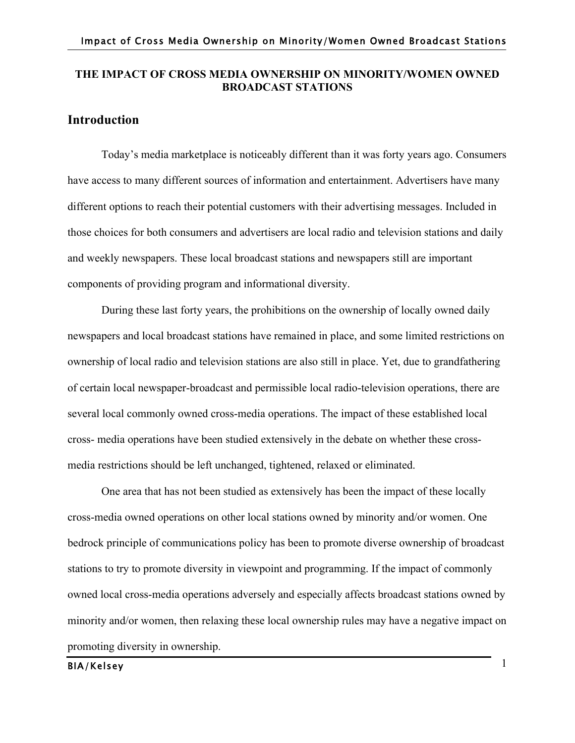# THE IMPACT OF CROSS MEDIA OWNERSHIP ON MINORITY/WOMEN OWNED BROADCAST STATIONS

## Introduction

Today's media marketplace is noticeably different than it was forty years ago. Consumers have access to many different sources of information and entertainment. Advertisers have many different options to reach their potential customers with their advertising messages. Included in those choices for both consumers and advertisers are local radio and television stations and daily and weekly newspapers. These local broadcast stations and newspapers still are important components of providing program and informational diversity.

During these last forty years, the prohibitions on the ownership of locally owned daily newspapers and local broadcast stations have remained in place, and some limited restrictions on ownership of local radio and television stations are also still in place. Yet, due to grandfathering of certain local newspaper-broadcast and permissible local radio-television operations, there are several local commonly owned cross-media operations. The impact of these established local cross- media operations have been studied extensively in the debate on whether these cross-media restrictions should be left unchanged, tightened, relaxed or eliminated.

One area that has not been studied as extensively has been the impact of these locally cross-media owned operations on other local stations owned by minority and/or women. One bedrock principle of communications policy has been to promote diverse ownership of broadcast stations to try to promote diversity in viewpoint and programming. If the impact of commonly owned local cross-media operations adversely and especially affects broadcast stations owned by minority and/or women, then relaxing these local ownership rules may have a negative impact on promoting diversity in ownership.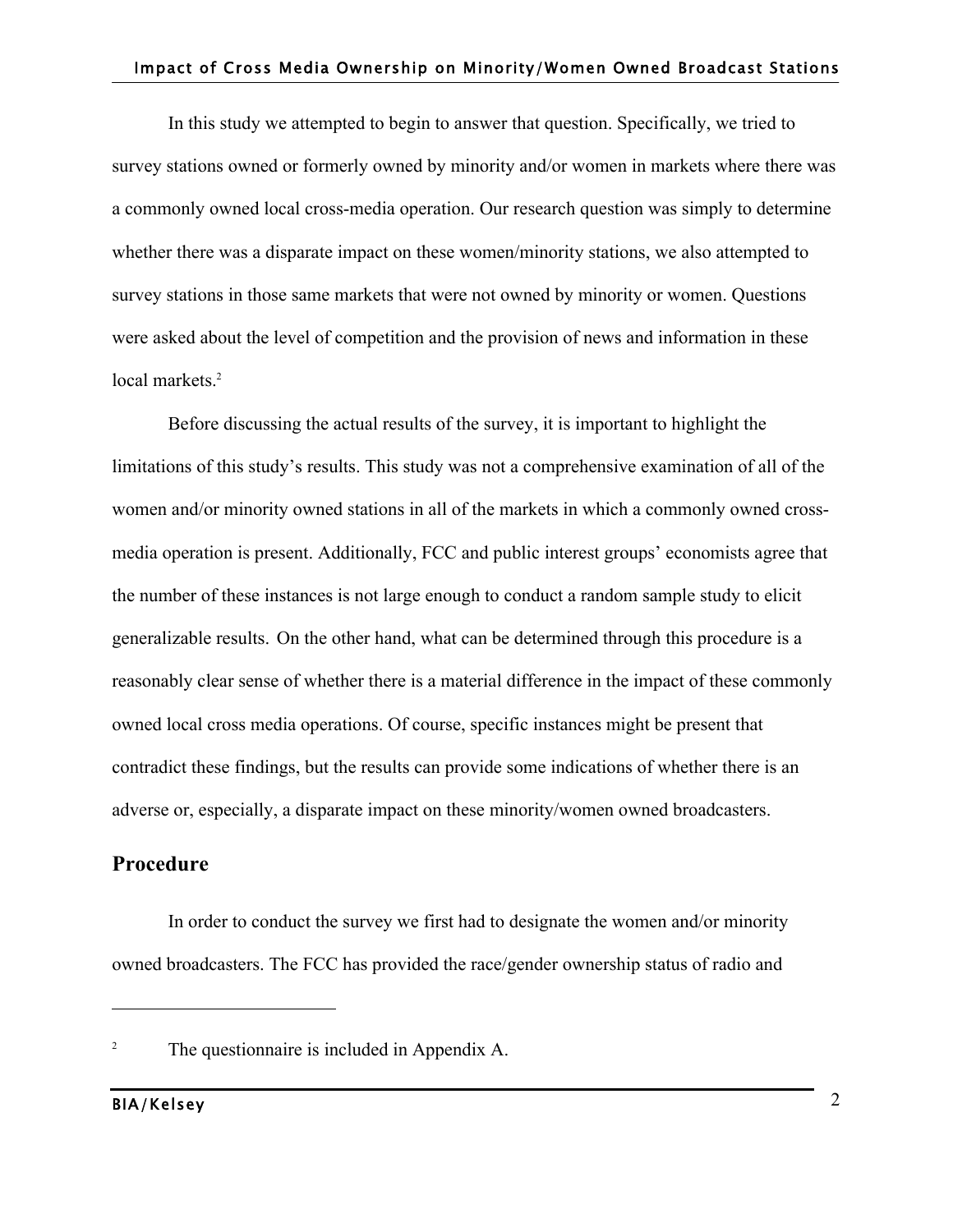In this study we attempted to begin to answer that question. Specifically, we tried to survey stations owned or formerly owned by minority and/or women in markets where there was a commonly owned local cross-media operation. Our research question was simply to determine whether there was a disparate impact on these women/minority stations, we also attempted to survey stations in those same markets that were not owned by minority or women. Questions were asked about the level of competition and the provision of news and information in these local markets.[2]

Before discussing the actual results of the survey, it is important to highlight the limitations of this study's results. This study was not a comprehensive examination of all of the women and/or minority owned stations in all of the markets in which a commonly owned cross-media operation is present. Additionally, FCC and public interest groups' economists agree that the number of these instances is not large enough to conduct a random sample study to elicit generalizable results. On the other hand, what can be determined through this procedure is a reasonably clear sense of whether there is a material difference in the impact of these commonly owned local cross media operations. Of course, specific instances might be present that contradict these findings, but the results can provide some indications of whether there is an adverse or, especially, a disparate impact on these minority/women owned broadcasters.

## Procedure

In order to conduct the survey we first had to designate the women and/or minority owned broadcasters. The FCC has provided the race/gender ownership status of radio and

---

[2] The questionnaire is included in Appendix A.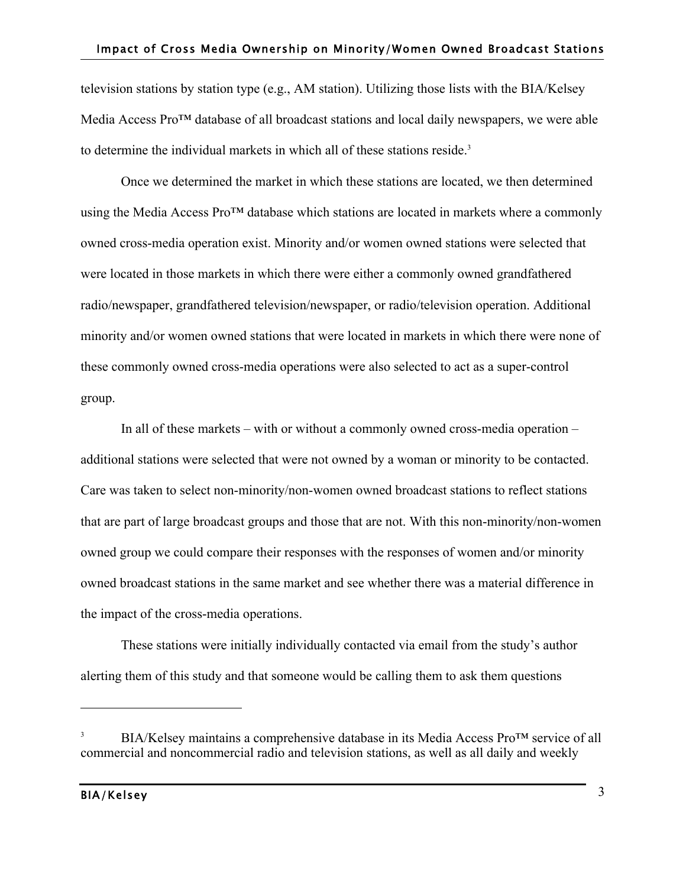television stations by station type (e.g., AM station). Utilizing those lists with the BIA/Kelsey Media Access Pro™ database of all broadcast stations and local daily newspapers, we were able to determine the individual markets in which all of these stations reside.[3]

Once we determined the market in which these stations are located, we then determined using the Media Access Pro™ database which stations are located in markets where a commonly owned cross-media operation exist. Minority and/or women owned stations were selected that were located in those markets in which there were either a commonly owned grandfathered radio/newspaper, grandfathered television/newspaper, or radio/television operation. Additional minority and/or women owned stations that were located in markets in which there were none of these commonly owned cross-media operations were also selected to act as a super-control group.

In all of these markets – with or without a commonly owned cross-media operation – additional stations were selected that were not owned by a woman or minority to be contacted. Care was taken to select non-minority/non-women owned broadcast stations to reflect stations that are part of large broadcast groups and those that are not. With this non-minority/non-women owned group we could compare their responses with the responses of women and/or minority owned broadcast stations in the same market and see whether there was a material difference in the impact of the cross-media operations.

These stations were initially individually contacted via email from the study's author alerting them of this study and that someone would be calling them to ask them questions

---

[3] BIA/Kelsey maintains a comprehensive database in its Media Access Pro™ service of all commercial and noncommercial radio and television stations, as well as all daily and weekly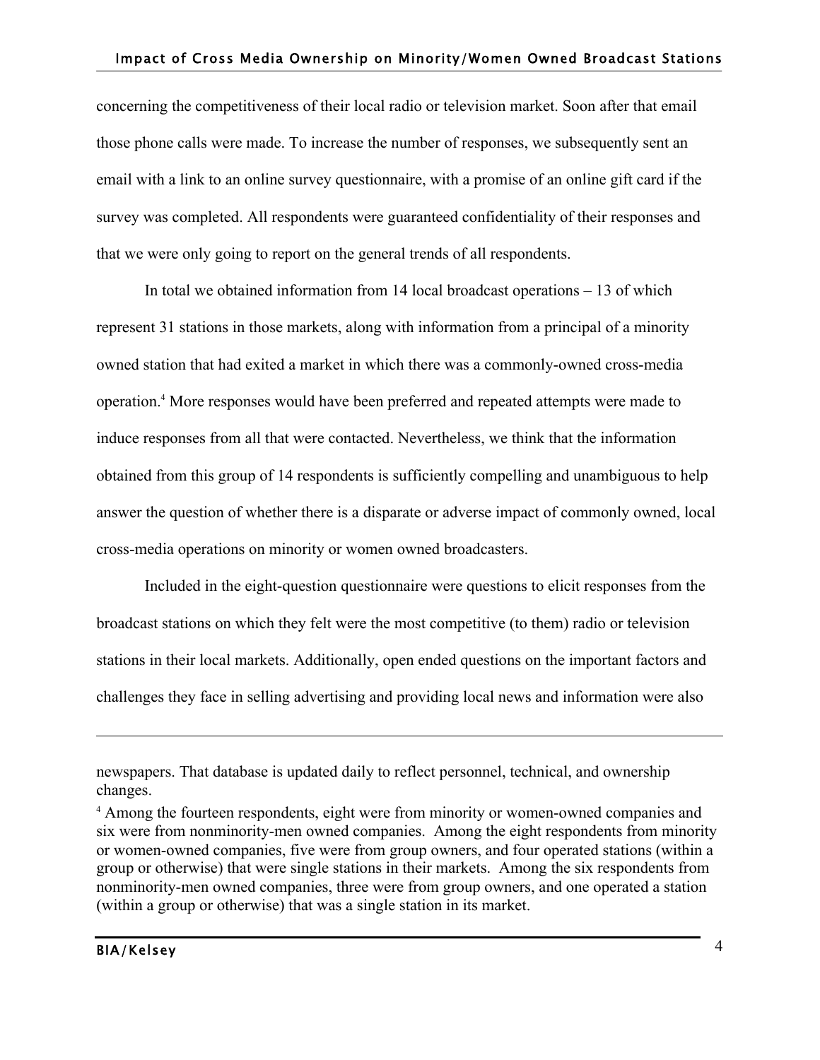concerning the competitiveness of their local radio or television market. Soon after that email those phone calls were made. To increase the number of responses, we subsequently sent an email with a link to an online survey questionnaire, with a promise of an online gift card if the survey was completed. All respondents were guaranteed confidentiality of their responses and that we were only going to report on the general trends of all respondents.

In total we obtained information from 14 local broadcast operations – 13 of which represent 31 stations in those markets, along with information from a principal of a minority owned station that had exited a market in which there was a commonly-owned cross-media operation.[4] More responses would have been preferred and repeated attempts were made to induce responses from all that were contacted. Nevertheless, we think that the information obtained from this group of 14 respondents is sufficiently compelling and unambiguous to help answer the question of whether there is a disparate or adverse impact of commonly owned, local cross-media operations on minority or women owned broadcasters.

Included in the eight-question questionnaire were questions to elicit responses from the broadcast stations on which they felt were the most competitive (to them) radio or television stations in their local markets. Additionally, open ended questions on the important factors and challenges they face in selling advertising and providing local news and information were also

---

newspapers. That database is updated daily to reflect personnel, technical, and ownership changes.

[4] Among the fourteen respondents, eight were from minority or women-owned companies and six were from nonminority-men owned companies. Among the eight respondents from minority or women-owned companies, five were from group owners, and four operated stations (within a group or otherwise) that were single stations in their markets. Among the six respondents from nonminority-men owned companies, three were from group owners, and one operated a station (within a group or otherwise) that was a single station in its market.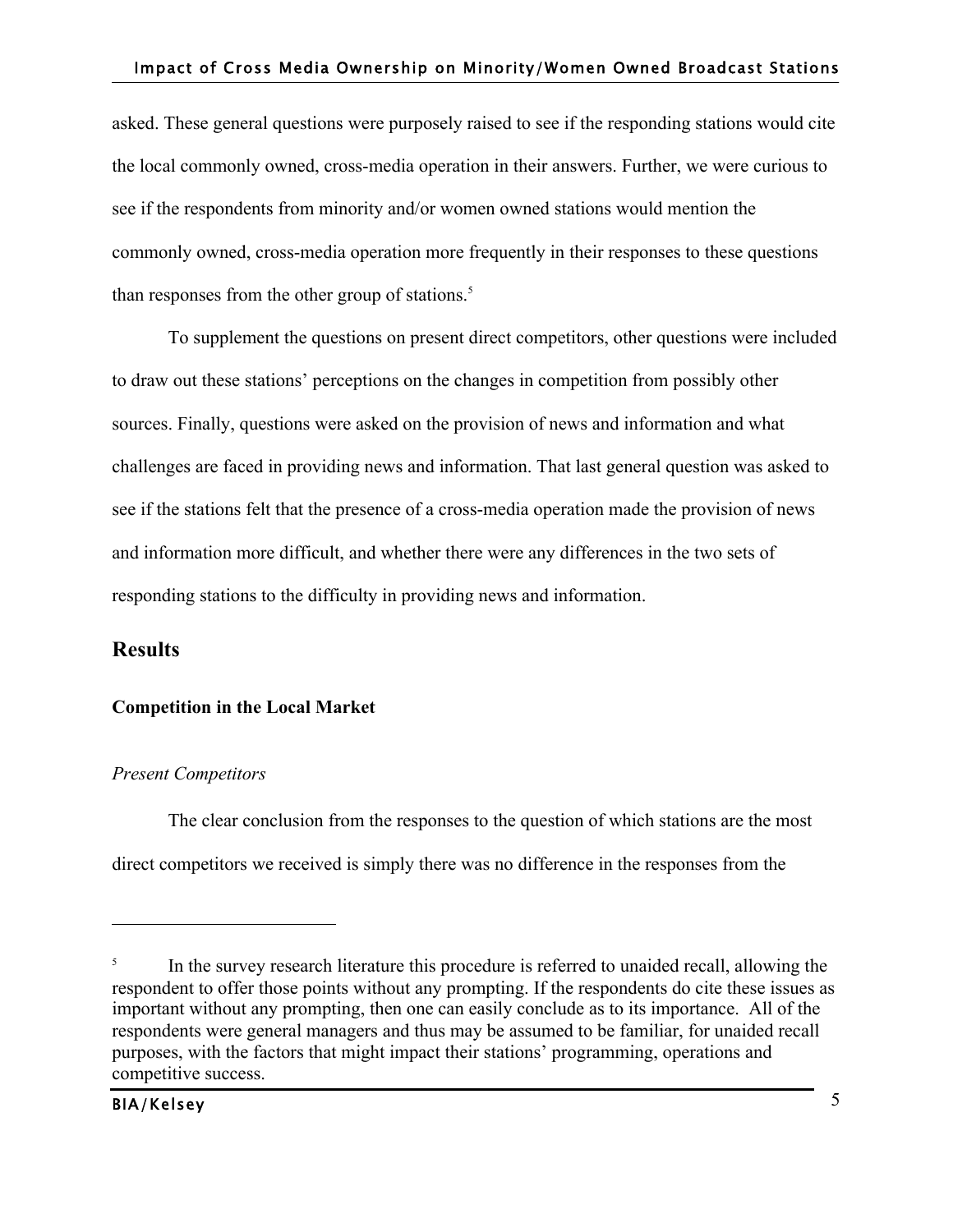asked. These general questions were purposely raised to see if the responding stations would cite the local commonly owned, cross-media operation in their answers. Further, we were curious to see if the respondents from minority and/or women owned stations would mention the commonly owned, cross-media operation more frequently in their responses to these questions than responses from the other group of stations.[5]

To supplement the questions on present direct competitors, other questions were included to draw out these stations' perceptions on the changes in competition from possibly other sources. Finally, questions were asked on the provision of news and information and what challenges are faced in providing news and information. That last general question was asked to see if the stations felt that the presence of a cross-media operation made the provision of news and information more difficult, and whether there were any differences in the two sets of responding stations to the difficulty in providing news and information.

## Results

### Competition in the Local Market

*Present Competitors*

The clear conclusion from the responses to the question of which stations are the most direct competitors we received is simply there was no difference in the responses from the

---

[5] In the survey research literature this procedure is referred to unaided recall, allowing the respondent to offer those points without any prompting. If the respondents do cite these issues as important without any prompting, then one can easily conclude as to its importance. All of the respondents were general managers and thus may be assumed to be familiar, for unaided recall purposes, with the factors that might impact their stations' programming, operations and competitive success.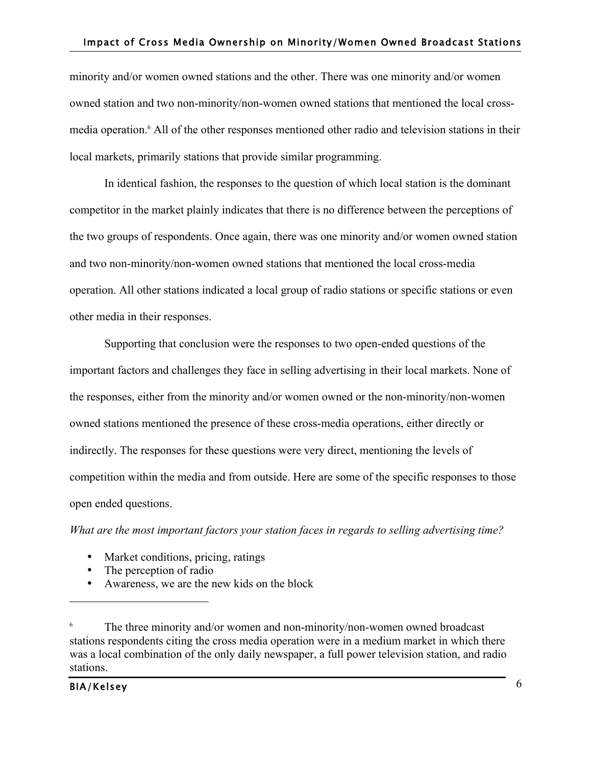minority and/or women owned stations and the other. There was one minority and/or women owned station and two non-minority/non-women owned stations that mentioned the local cross-media operation.[6] All of the other responses mentioned other radio and television stations in their local markets, primarily stations that provide similar programming.

In identical fashion, the responses to the question of which local station is the dominant competitor in the market plainly indicates that there is no difference between the perceptions of the two groups of respondents. Once again, there was one minority and/or women owned station and two non-minority/non-women owned stations that mentioned the local cross-media operation. All other stations indicated a local group of radio stations or specific stations or even other media in their responses.

Supporting that conclusion were the responses to two open-ended questions of the important factors and challenges they face in selling advertising in their local markets. None of the responses, either from the minority and/or women owned or the non-minority/non-women owned stations mentioned the presence of these cross-media operations, either directly or indirectly. The responses for these questions were very direct, mentioning the levels of competition within the media and from outside. Here are some of the specific responses to those open ended questions.

*What are the most important factors your station faces in regards to selling advertising time?*

- Market conditions, pricing, ratings
- The perception of radio
- Awareness, we are the new kids on the block

---

[6] The three minority and/or women and non-minority/non-women owned broadcast stations respondents citing the cross media operation were in a medium market in which there was a local combination of the only daily newspaper, a full power television station, and radio stations.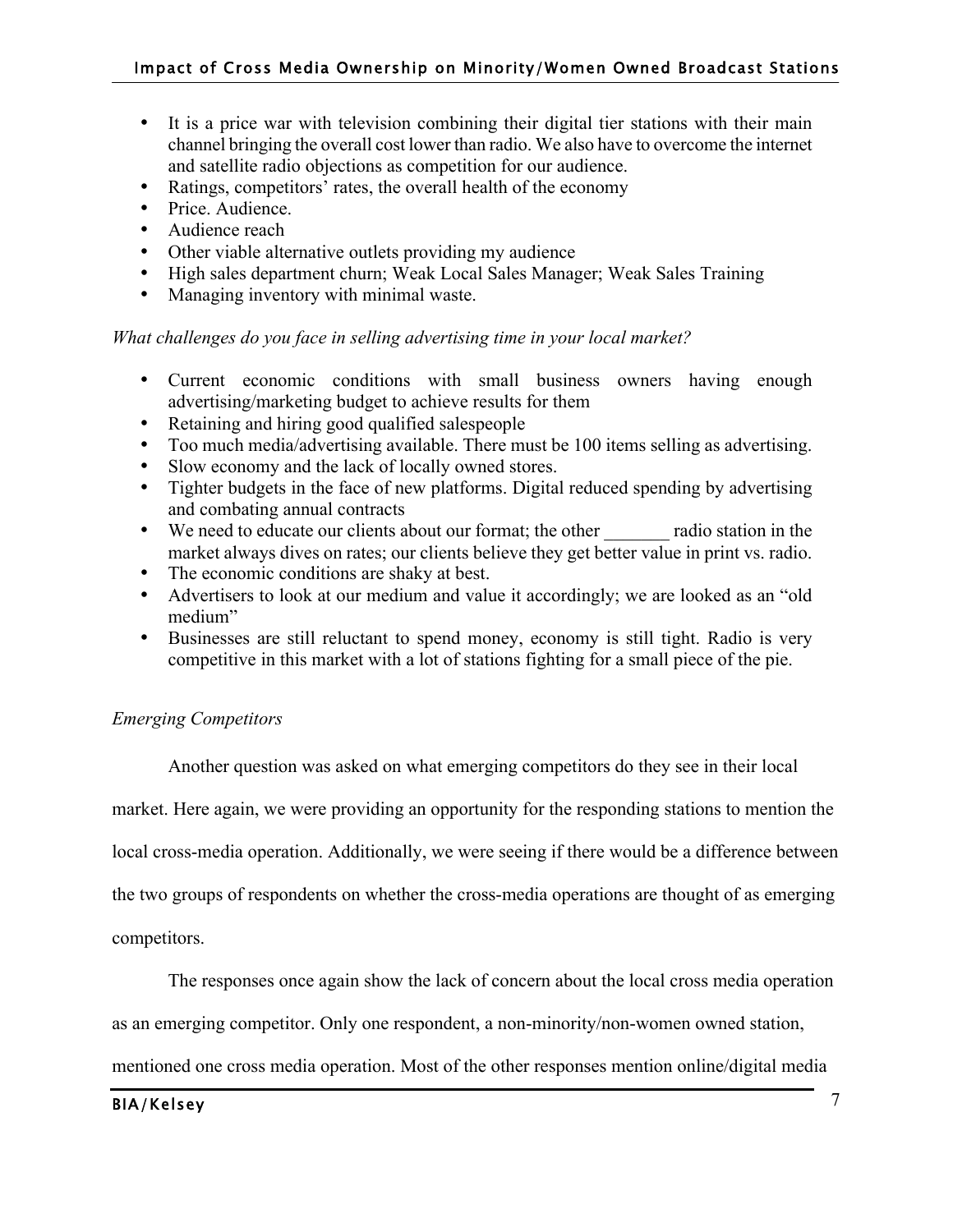- It is a price war with television combining their digital tier stations with their main channel bringing the overall cost lower than radio. We also have to overcome the internet and satellite radio objections as competition for our audience.
- Ratings, competitors' rates, the overall health of the economy
- Price. Audience.
- Audience reach
- Other viable alternative outlets providing my audience
- High sales department churn; Weak Local Sales Manager; Weak Sales Training
- Managing inventory with minimal waste.

*What challenges do you face in selling advertising time in your local market?*

- Current economic conditions with small business owners having enough advertising/marketing budget to achieve results for them
- Retaining and hiring good qualified salespeople
- Too much media/advertising available. There must be 100 items selling as advertising.
- Slow economy and the lack of locally owned stores.
- Tighter budgets in the face of new platforms. Digital reduced spending by advertising and combating annual contracts
- We need to educate our clients about our format; the other _______ radio station in the market always dives on rates; our clients believe they get better value in print vs. radio.
- The economic conditions are shaky at best.
- Advertisers to look at our medium and value it accordingly; we are looked as an "old medium"
- Businesses are still reluctant to spend money, economy is still tight. Radio is very competitive in this market with a lot of stations fighting for a small piece of the pie.

*Emerging Competitors*

Another question was asked on what emerging competitors do they see in their local market. Here again, we were providing an opportunity for the responding stations to mention the local cross-media operation. Additionally, we were seeing if there would be a difference between the two groups of respondents on whether the cross-media operations are thought of as emerging competitors.

The responses once again show the lack of concern about the local cross media operation as an emerging competitor. Only one respondent, a non-minority/non-women owned station, mentioned one cross media operation. Most of the other responses mention online/digital media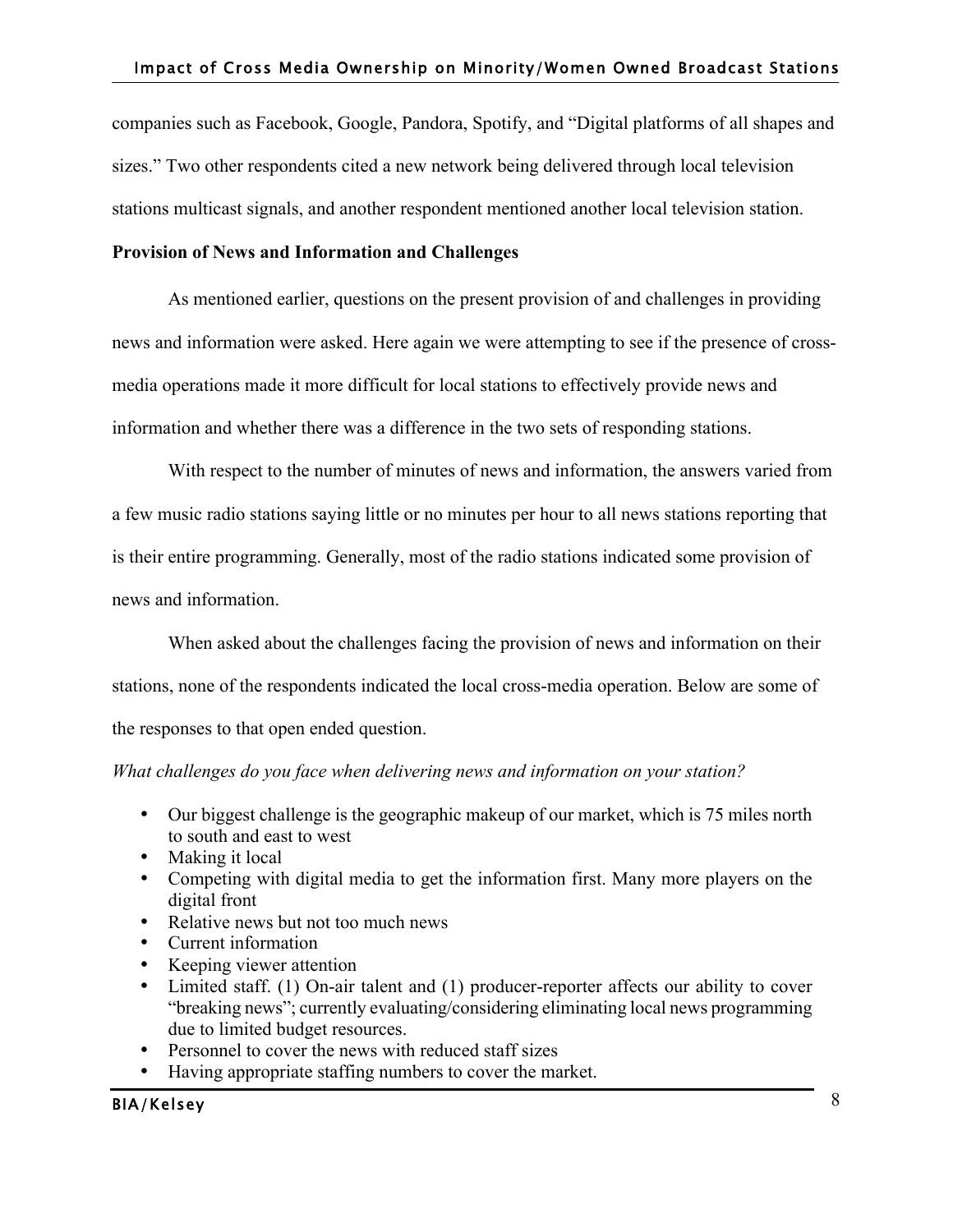companies such as Facebook, Google, Pandora, Spotify, and "Digital platforms of all shapes and sizes." Two other respondents cited a new network being delivered through local television stations multicast signals, and another respondent mentioned another local television station.

**Provision of News and Information and Challenges**

As mentioned earlier, questions on the present provision of and challenges in providing news and information were asked. Here again we were attempting to see if the presence of cross-media operations made it more difficult for local stations to effectively provide news and information and whether there was a difference in the two sets of responding stations.

With respect to the number of minutes of news and information, the answers varied from a few music radio stations saying little or no minutes per hour to all news stations reporting that is their entire programming. Generally, most of the radio stations indicated some provision of news and information.

When asked about the challenges facing the provision of news and information on their stations, none of the respondents indicated the local cross-media operation. Below are some of the responses to that open ended question.

*What challenges do you face when delivering news and information on your station?*

- Our biggest challenge is the geographic makeup of our market, which is 75 miles north to south and east to west
- Making it local
- Competing with digital media to get the information first. Many more players on the digital front
- Relative news but not too much news
- Current information
- Keeping viewer attention
- Limited staff. (1) On-air talent and (1) producer-reporter affects our ability to cover "breaking news"; currently evaluating/considering eliminating local news programming due to limited budget resources.
- Personnel to cover the news with reduced staff sizes
- Having appropriate staffing numbers to cover the market.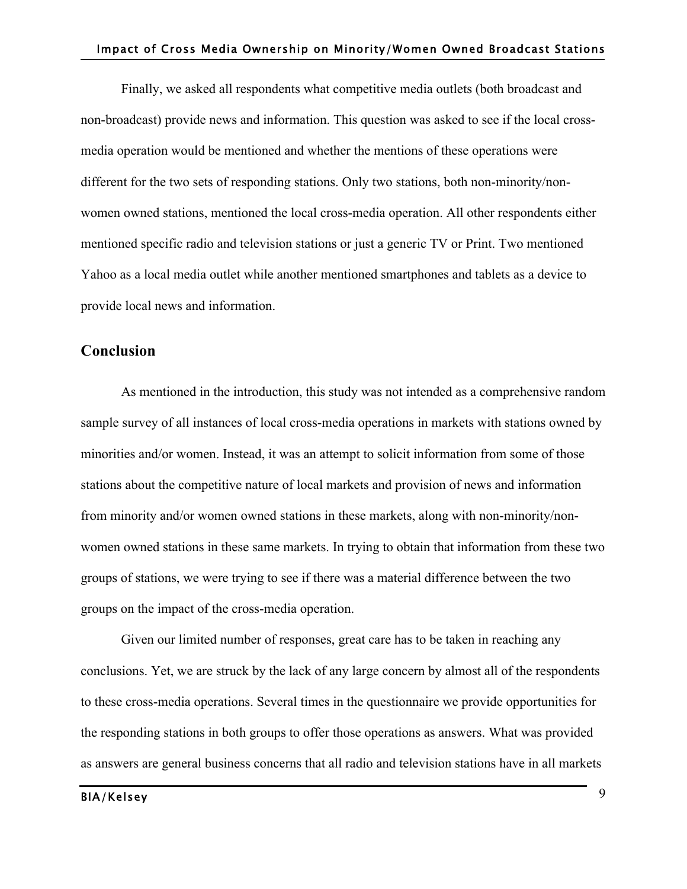Finally, we asked all respondents what competitive media outlets (both broadcast and non-broadcast) provide news and information. This question was asked to see if the local cross-media operation would be mentioned and whether the mentions of these operations were different for the two sets of responding stations. Only two stations, both non-minority/non-women owned stations, mentioned the local cross-media operation. All other respondents either mentioned specific radio and television stations or just a generic TV or Print. Two mentioned Yahoo as a local media outlet while another mentioned smartphones and tablets as a device to provide local news and information.

## Conclusion

As mentioned in the introduction, this study was not intended as a comprehensive random sample survey of all instances of local cross-media operations in markets with stations owned by minorities and/or women. Instead, it was an attempt to solicit information from some of those stations about the competitive nature of local markets and provision of news and information from minority and/or women owned stations in these markets, along with non-minority/non-women owned stations in these same markets. In trying to obtain that information from these two groups of stations, we were trying to see if there was a material difference between the two groups on the impact of the cross-media operation.

Given our limited number of responses, great care has to be taken in reaching any conclusions. Yet, we are struck by the lack of any large concern by almost all of the respondents to these cross-media operations. Several times in the questionnaire we provide opportunities for the responding stations in both groups to offer those operations as answers. What was provided as answers are general business concerns that all radio and television stations have in all markets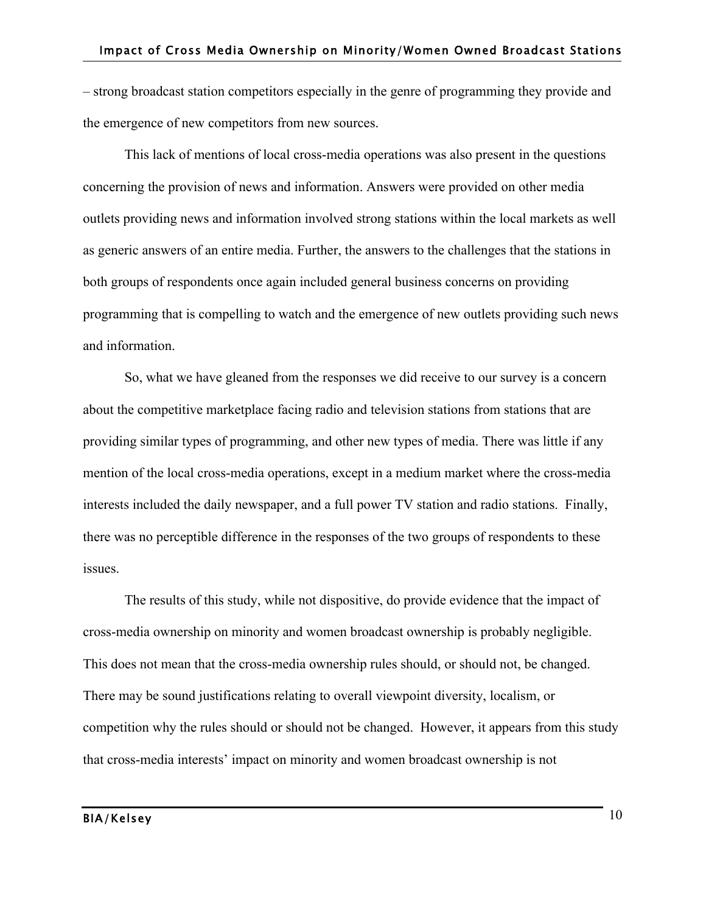– strong broadcast station competitors especially in the genre of programming they provide and the emergence of new competitors from new sources.

This lack of mentions of local cross-media operations was also present in the questions concerning the provision of news and information. Answers were provided on other media outlets providing news and information involved strong stations within the local markets as well as generic answers of an entire media. Further, the answers to the challenges that the stations in both groups of respondents once again included general business concerns on providing programming that is compelling to watch and the emergence of new outlets providing such news and information.

So, what we have gleaned from the responses we did receive to our survey is a concern about the competitive marketplace facing radio and television stations from stations that are providing similar types of programming, and other new types of media. There was little if any mention of the local cross-media operations, except in a medium market where the cross-media interests included the daily newspaper, and a full power TV station and radio stations. Finally, there was no perceptible difference in the responses of the two groups of respondents to these issues.

The results of this study, while not dispositive, do provide evidence that the impact of cross-media ownership on minority and women broadcast ownership is probably negligible. This does not mean that the cross-media ownership rules should, or should not, be changed. There may be sound justifications relating to overall viewpoint diversity, localism, or competition why the rules should or should not be changed. However, it appears from this study that cross-media interests' impact on minority and women broadcast ownership is not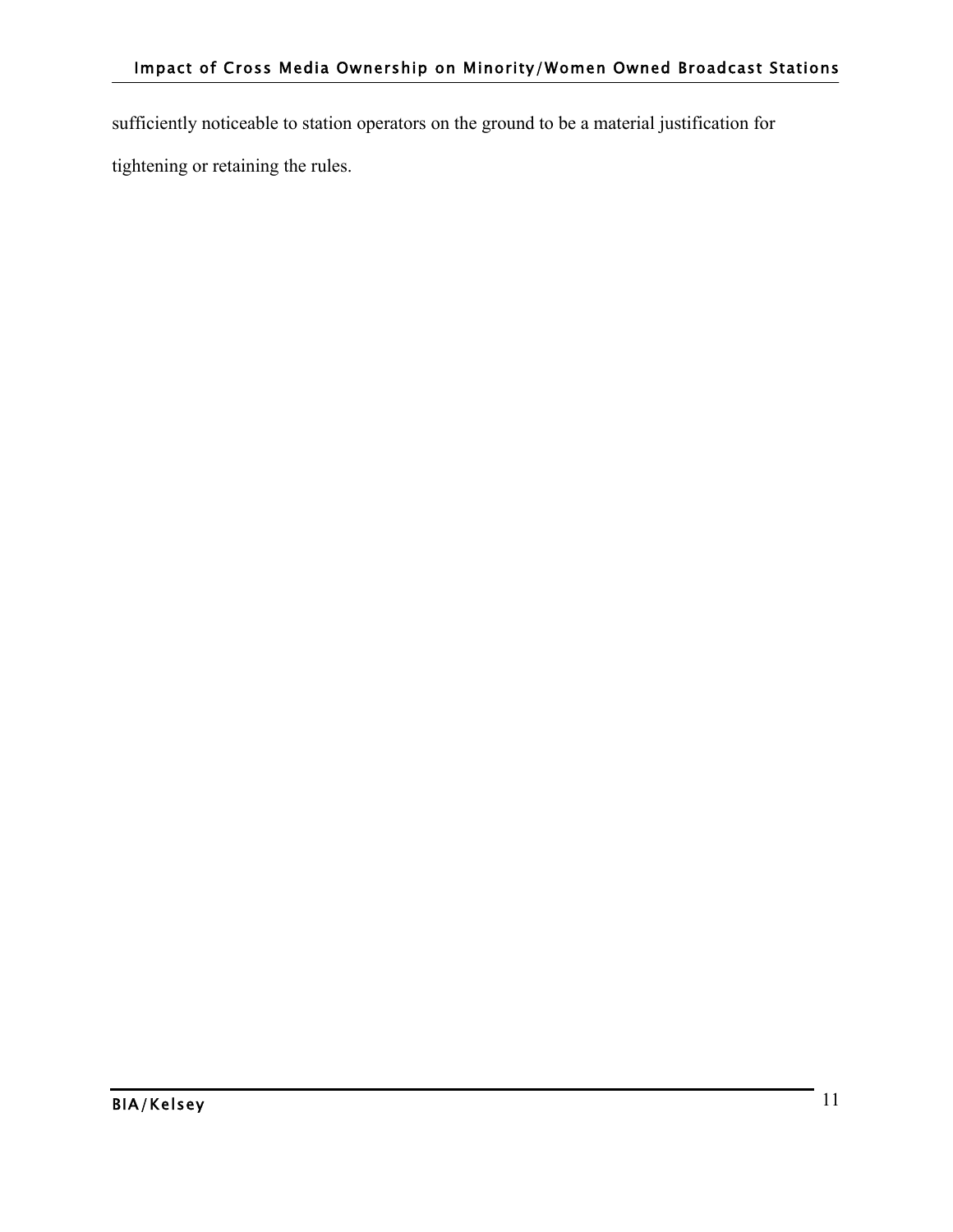sufficiently noticeable to station operators on the ground to be a material justification for tightening or retaining the rules.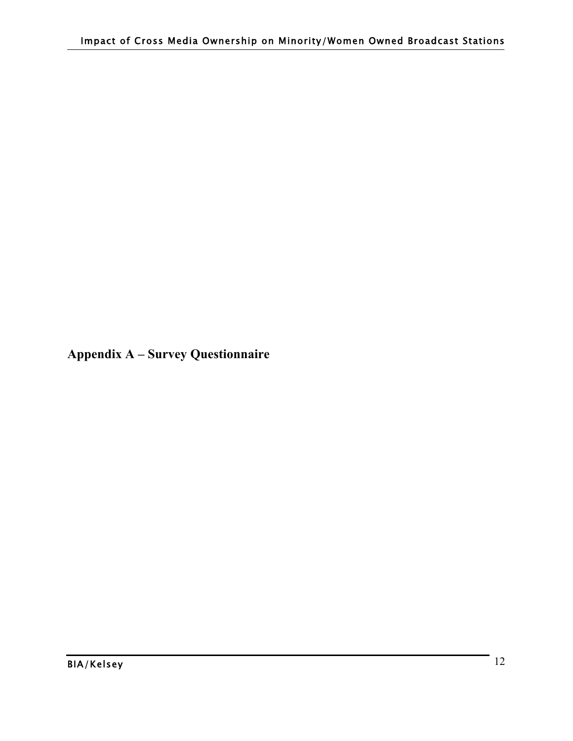## Appendix A – Survey Questionnaire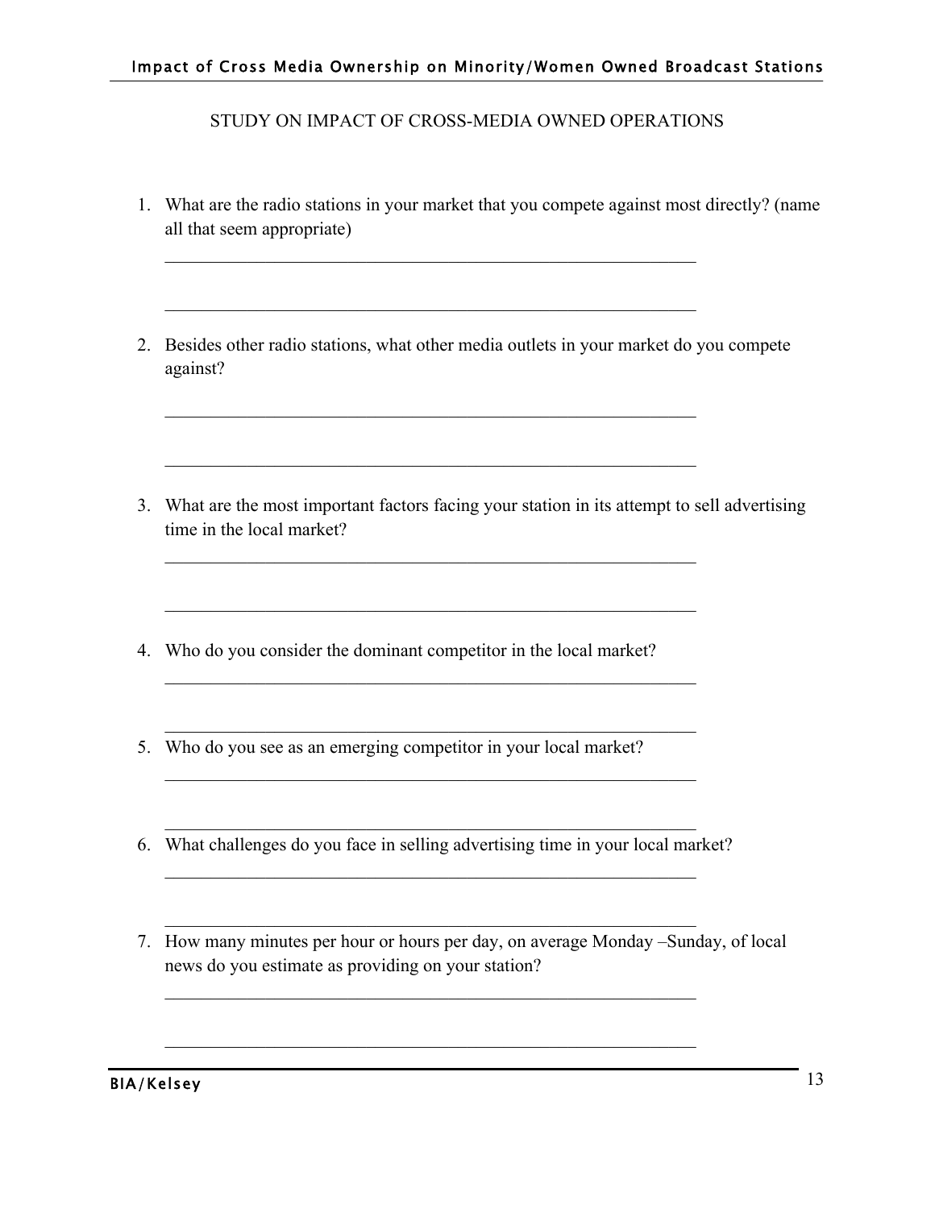STUDY ON IMPACT OF CROSS-MEDIA OWNED OPERATIONS

1. What are the radio stations in your market that you compete against most directly? (name all that seem appropriate)

   ____________________________________________________________

   ____________________________________________________________

2. Besides other radio stations, what other media outlets in your market do you compete against?

   ____________________________________________________________

   ____________________________________________________________

3. What are the most important factors facing your station in its attempt to sell advertising time in the local market?

   ____________________________________________________________

   ____________________________________________________________

4. Who do you consider the dominant competitor in the local market?

   ____________________________________________________________

   ____________________________________________________________

5. Who do you see as an emerging competitor in your local market?

   ____________________________________________________________

   ____________________________________________________________

6. What challenges do you face in selling advertising time in your local market?

   ____________________________________________________________

   ____________________________________________________________

7. How many minutes per hour or hours per day, on average Monday –Sunday, of local news do you estimate as providing on your station?

   ____________________________________________________________

   ____________________________________________________________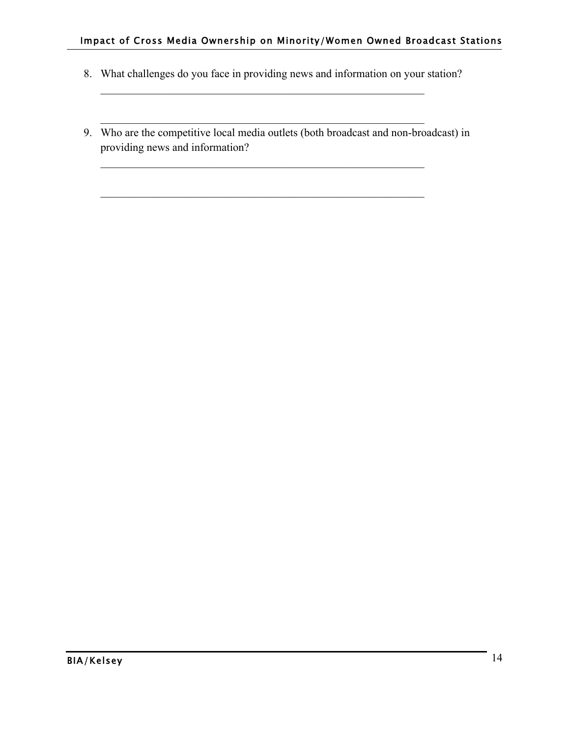8. What challenges do you face in providing news and information on your station?

    ____________________________________________________________

    ____________________________________________________________

9. Who are the competitive local media outlets (both broadcast and non-broadcast) in providing news and information?

    ____________________________________________________________

    ____________________________________________________________